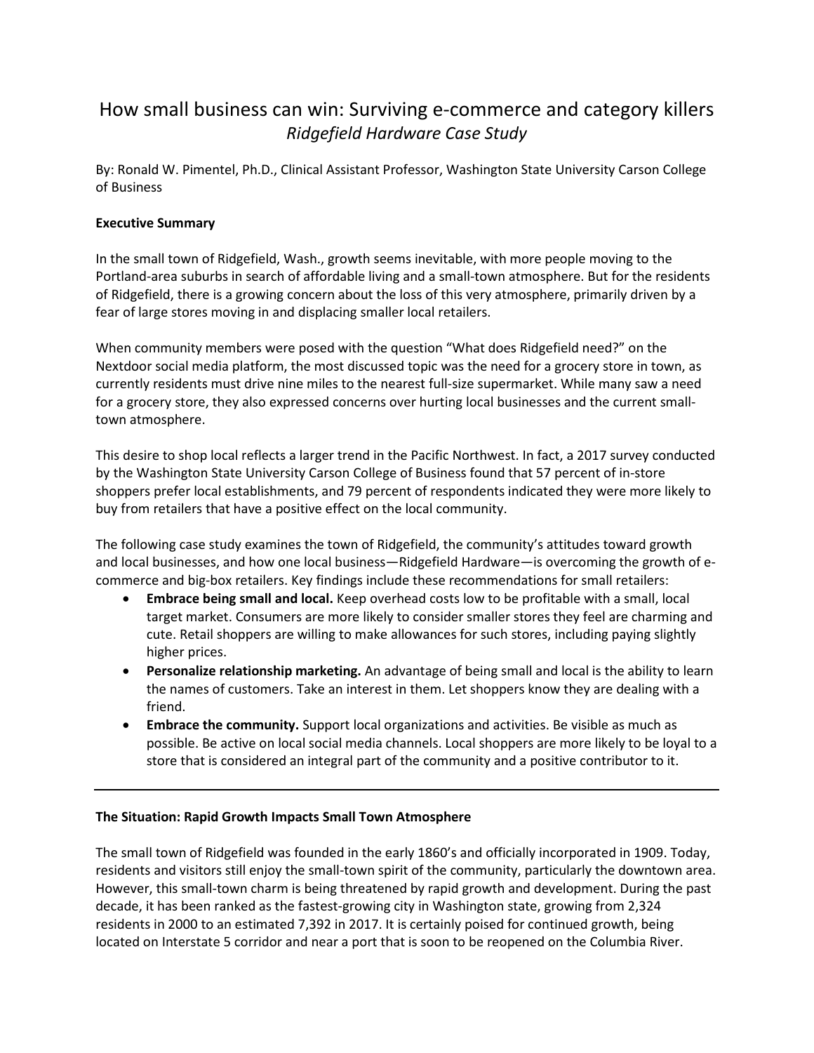# How small business can win: Surviving e-commerce and category killers

*Ridgefield Hardware Case Study*

By: Ronald W. Pimentel, Ph.D., Clinical Assistant Professor, Washington State University Carson College of Business

**Executive Summary**

In the small town of Ridgefield, Wash., growth seems inevitable, with more people moving to the Portland-area suburbs in search of affordable living and a small-town atmosphere. But for the residents of Ridgefield, there is a growing concern about the loss of this very atmosphere, primarily driven by a fear of large stores moving in and displacing smaller local retailers.

When community members were posed with the question "What does Ridgefield need?" on the Nextdoor social media platform, the most discussed topic was the need for a grocery store in town, as currently residents must drive nine miles to the nearest full-size supermarket. While many saw a need for a grocery store, they also expressed concerns over hurting local businesses and the current small-town atmosphere.

This desire to shop local reflects a larger trend in the Pacific Northwest. In fact, a 2017 survey conducted by the Washington State University Carson College of Business found that 57 percent of in-store shoppers prefer local establishments, and 79 percent of respondents indicated they were more likely to buy from retailers that have a positive effect on the local community.

The following case study examines the town of Ridgefield, the community's attitudes toward growth and local businesses, and how one local business—Ridgefield Hardware—is overcoming the growth of e-commerce and big-box retailers. Key findings include these recommendations for small retailers:

- **Embrace being small and local.** Keep overhead costs low to be profitable with a small, local target market. Consumers are more likely to consider smaller stores they feel are charming and cute. Retail shoppers are willing to make allowances for such stores, including paying slightly higher prices.
- **Personalize relationship marketing.** An advantage of being small and local is the ability to learn the names of customers. Take an interest in them. Let shoppers know they are dealing with a friend.
- **Embrace the community.** Support local organizations and activities. Be visible as much as possible. Be active on local social media channels. Local shoppers are more likely to be loyal to a store that is considered an integral part of the community and a positive contributor to it.

---

**The Situation: Rapid Growth Impacts Small Town Atmosphere**

The small town of Ridgefield was founded in the early 1860's and officially incorporated in 1909. Today, residents and visitors still enjoy the small-town spirit of the community, particularly the downtown area. However, this small-town charm is being threatened by rapid growth and development. During the past decade, it has been ranked as the fastest-growing city in Washington state, growing from 2,324 residents in 2000 to an estimated 7,392 in 2017. It is certainly poised for continued growth, being located on Interstate 5 corridor and near a port that is soon to be reopened on the Columbia River.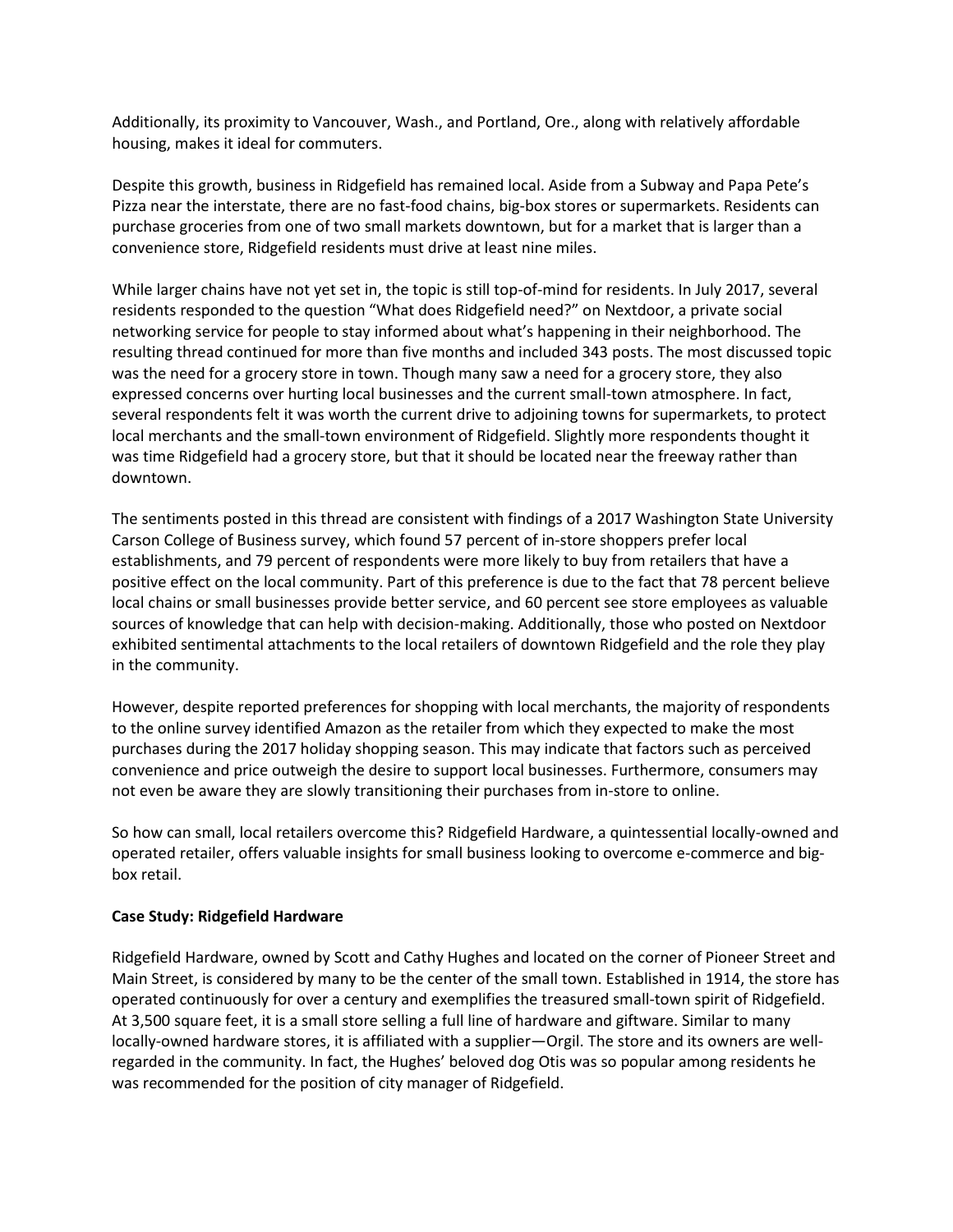Additionally, its proximity to Vancouver, Wash., and Portland, Ore., along with relatively affordable housing, makes it ideal for commuters.

Despite this growth, business in Ridgefield has remained local. Aside from a Subway and Papa Pete's Pizza near the interstate, there are no fast-food chains, big-box stores or supermarkets. Residents can purchase groceries from one of two small markets downtown, but for a market that is larger than a convenience store, Ridgefield residents must drive at least nine miles.

While larger chains have not yet set in, the topic is still top-of-mind for residents. In July 2017, several residents responded to the question "What does Ridgefield need?" on Nextdoor, a private social networking service for people to stay informed about what's happening in their neighborhood. The resulting thread continued for more than five months and included 343 posts. The most discussed topic was the need for a grocery store in town. Though many saw a need for a grocery store, they also expressed concerns over hurting local businesses and the current small-town atmosphere. In fact, several respondents felt it was worth the current drive to adjoining towns for supermarkets, to protect local merchants and the small-town environment of Ridgefield. Slightly more respondents thought it was time Ridgefield had a grocery store, but that it should be located near the freeway rather than downtown.

The sentiments posted in this thread are consistent with findings of a 2017 Washington State University Carson College of Business survey, which found 57 percent of in-store shoppers prefer local establishments, and 79 percent of respondents were more likely to buy from retailers that have a positive effect on the local community. Part of this preference is due to the fact that 78 percent believe local chains or small businesses provide better service, and 60 percent see store employees as valuable sources of knowledge that can help with decision-making. Additionally, those who posted on Nextdoor exhibited sentimental attachments to the local retailers of downtown Ridgefield and the role they play in the community.

However, despite reported preferences for shopping with local merchants, the majority of respondents to the online survey identified Amazon as the retailer from which they expected to make the most purchases during the 2017 holiday shopping season. This may indicate that factors such as perceived convenience and price outweigh the desire to support local businesses. Furthermore, consumers may not even be aware they are slowly transitioning their purchases from in-store to online.

So how can small, local retailers overcome this? Ridgefield Hardware, a quintessential locally-owned and operated retailer, offers valuable insights for small business looking to overcome e-commerce and big-box retail.

**Case Study: Ridgefield Hardware**

Ridgefield Hardware, owned by Scott and Cathy Hughes and located on the corner of Pioneer Street and Main Street, is considered by many to be the center of the small town. Established in 1914, the store has operated continuously for over a century and exemplifies the treasured small-town spirit of Ridgefield. At 3,500 square feet, it is a small store selling a full line of hardware and giftware. Similar to many locally-owned hardware stores, it is affiliated with a supplier—Orgil. The store and its owners are well-regarded in the community. In fact, the Hughes' beloved dog Otis was so popular among residents he was recommended for the position of city manager of Ridgefield.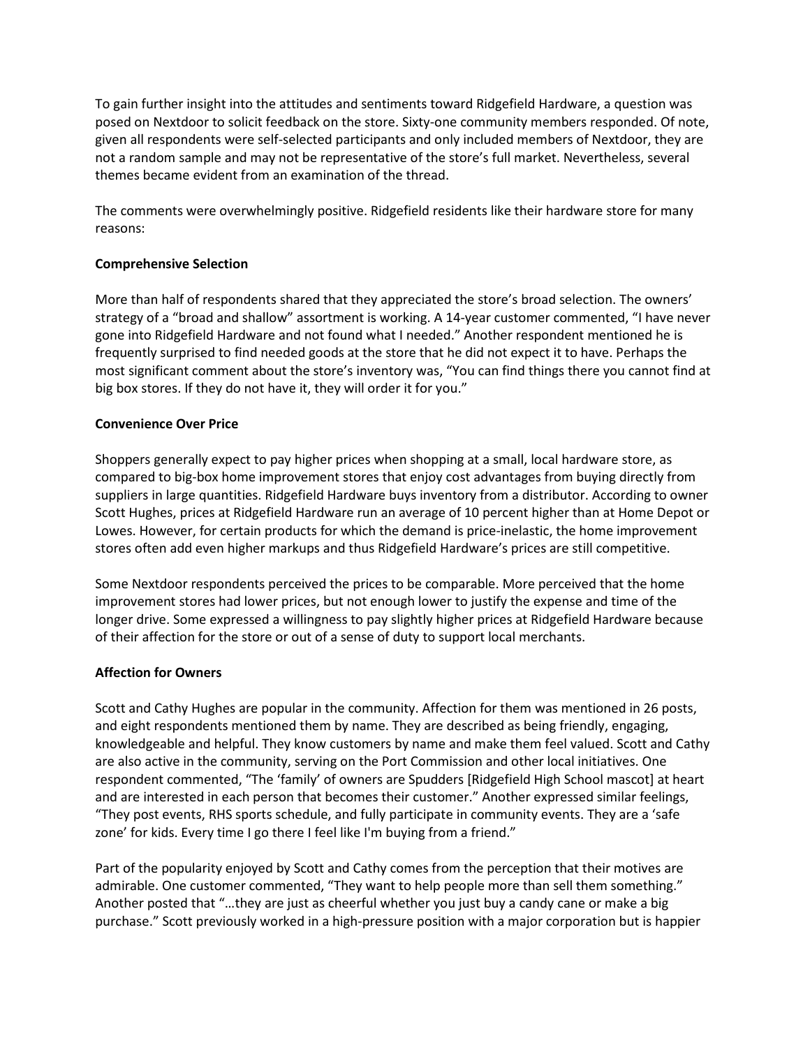To gain further insight into the attitudes and sentiments toward Ridgefield Hardware, a question was posed on Nextdoor to solicit feedback on the store. Sixty-one community members responded. Of note, given all respondents were self-selected participants and only included members of Nextdoor, they are not a random sample and may not be representative of the store's full market. Nevertheless, several themes became evident from an examination of the thread.

The comments were overwhelmingly positive. Ridgefield residents like their hardware store for many reasons:

**Comprehensive Selection**

More than half of respondents shared that they appreciated the store's broad selection. The owners' strategy of a "broad and shallow" assortment is working. A 14-year customer commented, "I have never gone into Ridgefield Hardware and not found what I needed." Another respondent mentioned he is frequently surprised to find needed goods at the store that he did not expect it to have. Perhaps the most significant comment about the store's inventory was, "You can find things there you cannot find at big box stores. If they do not have it, they will order it for you."

**Convenience Over Price**

Shoppers generally expect to pay higher prices when shopping at a small, local hardware store, as compared to big-box home improvement stores that enjoy cost advantages from buying directly from suppliers in large quantities. Ridgefield Hardware buys inventory from a distributor. According to owner Scott Hughes, prices at Ridgefield Hardware run an average of 10 percent higher than at Home Depot or Lowes. However, for certain products for which the demand is price-inelastic, the home improvement stores often add even higher markups and thus Ridgefield Hardware's prices are still competitive.

Some Nextdoor respondents perceived the prices to be comparable. More perceived that the home improvement stores had lower prices, but not enough lower to justify the expense and time of the longer drive. Some expressed a willingness to pay slightly higher prices at Ridgefield Hardware because of their affection for the store or out of a sense of duty to support local merchants.

**Affection for Owners**

Scott and Cathy Hughes are popular in the community. Affection for them was mentioned in 26 posts, and eight respondents mentioned them by name. They are described as being friendly, engaging, knowledgeable and helpful. They know customers by name and make them feel valued. Scott and Cathy are also active in the community, serving on the Port Commission and other local initiatives. One respondent commented, "The 'family' of owners are Spudders [Ridgefield High School mascot] at heart and are interested in each person that becomes their customer." Another expressed similar feelings, "They post events, RHS sports schedule, and fully participate in community events. They are a 'safe zone' for kids. Every time I go there I feel like I'm buying from a friend."

Part of the popularity enjoyed by Scott and Cathy comes from the perception that their motives are admirable. One customer commented, "They want to help people more than sell them something." Another posted that "…they are just as cheerful whether you just buy a candy cane or make a big purchase." Scott previously worked in a high-pressure position with a major corporation but is happier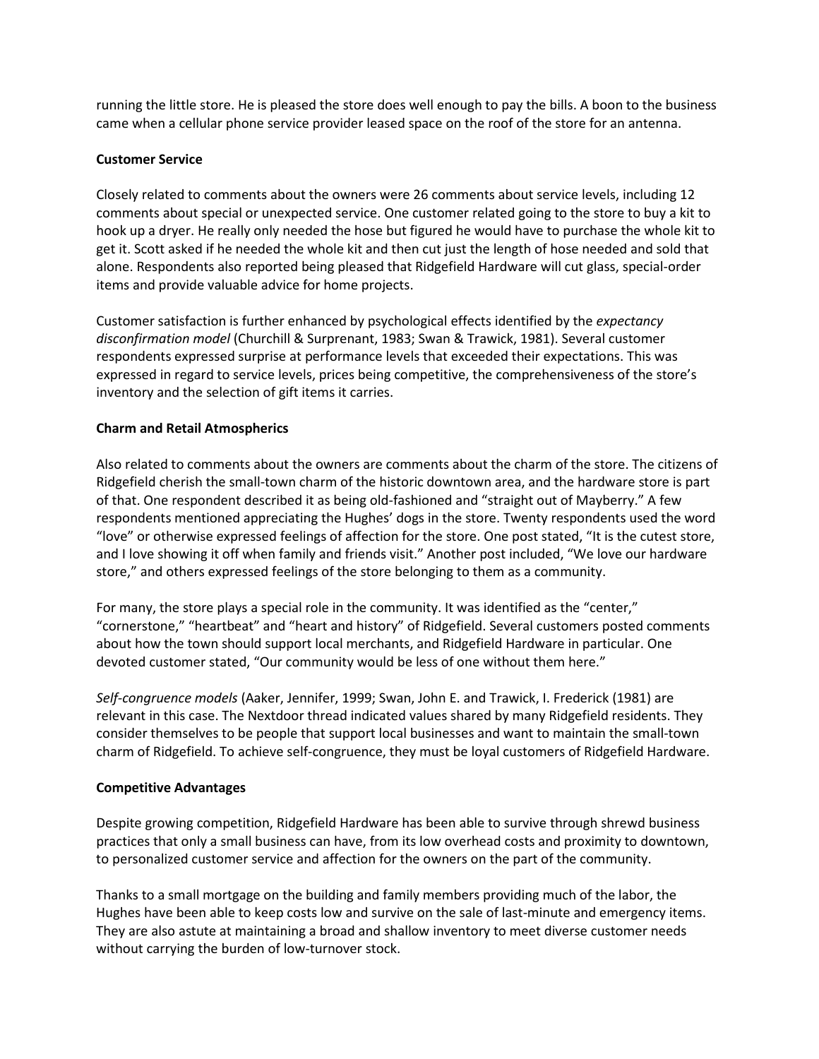running the little store. He is pleased the store does well enough to pay the bills. A boon to the business came when a cellular phone service provider leased space on the roof of the store for an antenna.

**Customer Service**

Closely related to comments about the owners were 26 comments about service levels, including 12 comments about special or unexpected service. One customer related going to the store to buy a kit to hook up a dryer. He really only needed the hose but figured he would have to purchase the whole kit to get it. Scott asked if he needed the whole kit and then cut just the length of hose needed and sold that alone. Respondents also reported being pleased that Ridgefield Hardware will cut glass, special-order items and provide valuable advice for home projects.

Customer satisfaction is further enhanced by psychological effects identified by the *expectancy disconfirmation model* (Churchill & Surprenant, 1983; Swan & Trawick, 1981). Several customer respondents expressed surprise at performance levels that exceeded their expectations. This was expressed in regard to service levels, prices being competitive, the comprehensiveness of the store's inventory and the selection of gift items it carries.

**Charm and Retail Atmospherics**

Also related to comments about the owners are comments about the charm of the store. The citizens of Ridgefield cherish the small-town charm of the historic downtown area, and the hardware store is part of that. One respondent described it as being old-fashioned and "straight out of Mayberry." A few respondents mentioned appreciating the Hughes' dogs in the store. Twenty respondents used the word "love" or otherwise expressed feelings of affection for the store. One post stated, "It is the cutest store, and I love showing it off when family and friends visit." Another post included, "We love our hardware store," and others expressed feelings of the store belonging to them as a community.

For many, the store plays a special role in the community. It was identified as the "center," "cornerstone," "heartbeat" and "heart and history" of Ridgefield. Several customers posted comments about how the town should support local merchants, and Ridgefield Hardware in particular. One devoted customer stated, "Our community would be less of one without them here."

*Self-congruence models* (Aaker, Jennifer, 1999; Swan, John E. and Trawick, I. Frederick (1981) are relevant in this case. The Nextdoor thread indicated values shared by many Ridgefield residents. They consider themselves to be people that support local businesses and want to maintain the small-town charm of Ridgefield. To achieve self-congruence, they must be loyal customers of Ridgefield Hardware.

**Competitive Advantages**

Despite growing competition, Ridgefield Hardware has been able to survive through shrewd business practices that only a small business can have, from its low overhead costs and proximity to downtown, to personalized customer service and affection for the owners on the part of the community.

Thanks to a small mortgage on the building and family members providing much of the labor, the Hughes have been able to keep costs low and survive on the sale of last-minute and emergency items. They are also astute at maintaining a broad and shallow inventory to meet diverse customer needs without carrying the burden of low-turnover stock.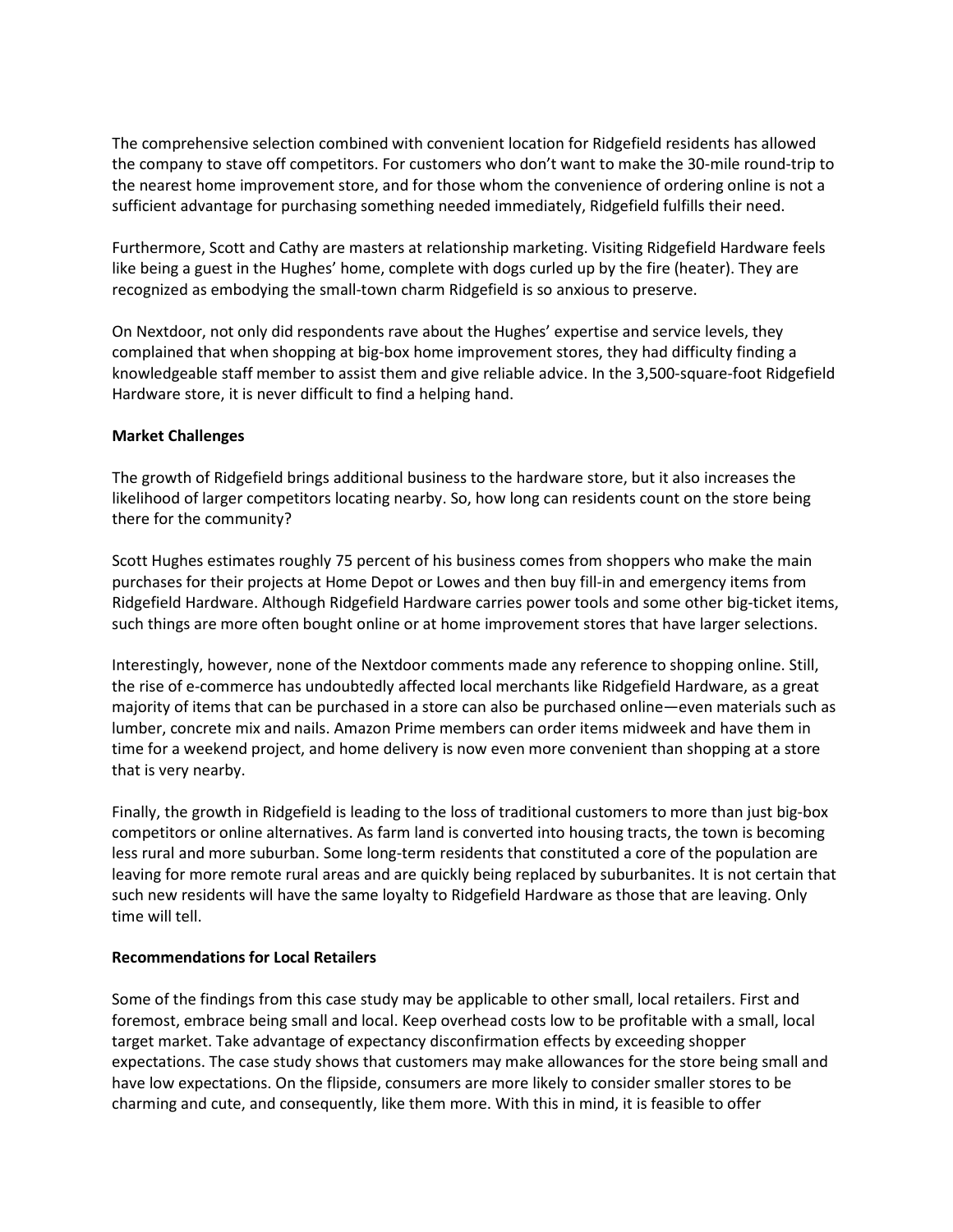The comprehensive selection combined with convenient location for Ridgefield residents has allowed the company to stave off competitors. For customers who don't want to make the 30-mile round-trip to the nearest home improvement store, and for those whom the convenience of ordering online is not a sufficient advantage for purchasing something needed immediately, Ridgefield fulfills their need.

Furthermore, Scott and Cathy are masters at relationship marketing. Visiting Ridgefield Hardware feels like being a guest in the Hughes' home, complete with dogs curled up by the fire (heater). They are recognized as embodying the small-town charm Ridgefield is so anxious to preserve.

On Nextdoor, not only did respondents rave about the Hughes' expertise and service levels, they complained that when shopping at big-box home improvement stores, they had difficulty finding a knowledgeable staff member to assist them and give reliable advice. In the 3,500-square-foot Ridgefield Hardware store, it is never difficult to find a helping hand.

**Market Challenges**

The growth of Ridgefield brings additional business to the hardware store, but it also increases the likelihood of larger competitors locating nearby. So, how long can residents count on the store being there for the community?

Scott Hughes estimates roughly 75 percent of his business comes from shoppers who make the main purchases for their projects at Home Depot or Lowes and then buy fill-in and emergency items from Ridgefield Hardware. Although Ridgefield Hardware carries power tools and some other big-ticket items, such things are more often bought online or at home improvement stores that have larger selections.

Interestingly, however, none of the Nextdoor comments made any reference to shopping online. Still, the rise of e-commerce has undoubtedly affected local merchants like Ridgefield Hardware, as a great majority of items that can be purchased in a store can also be purchased online—even materials such as lumber, concrete mix and nails. Amazon Prime members can order items midweek and have them in time for a weekend project, and home delivery is now even more convenient than shopping at a store that is very nearby.

Finally, the growth in Ridgefield is leading to the loss of traditional customers to more than just big-box competitors or online alternatives. As farm land is converted into housing tracts, the town is becoming less rural and more suburban. Some long-term residents that constituted a core of the population are leaving for more remote rural areas and are quickly being replaced by suburbanites. It is not certain that such new residents will have the same loyalty to Ridgefield Hardware as those that are leaving. Only time will tell.

**Recommendations for Local Retailers**

Some of the findings from this case study may be applicable to other small, local retailers. First and foremost, embrace being small and local. Keep overhead costs low to be profitable with a small, local target market. Take advantage of expectancy disconfirmation effects by exceeding shopper expectations. The case study shows that customers may make allowances for the store being small and have low expectations. On the flipside, consumers are more likely to consider smaller stores to be charming and cute, and consequently, like them more. With this in mind, it is feasible to offer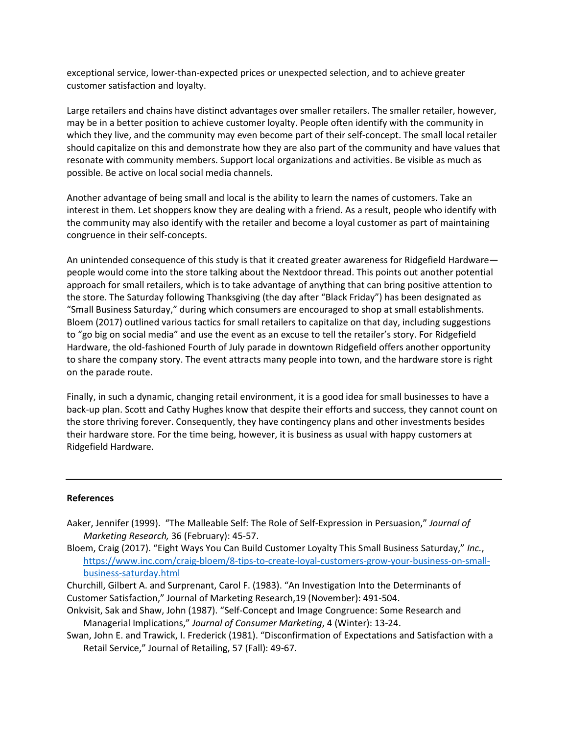exceptional service, lower-than-expected prices or unexpected selection, and to achieve greater customer satisfaction and loyalty.

Large retailers and chains have distinct advantages over smaller retailers. The smaller retailer, however, may be in a better position to achieve customer loyalty. People often identify with the community in which they live, and the community may even become part of their self-concept. The small local retailer should capitalize on this and demonstrate how they are also part of the community and have values that resonate with community members. Support local organizations and activities. Be visible as much as possible. Be active on local social media channels.

Another advantage of being small and local is the ability to learn the names of customers. Take an interest in them. Let shoppers know they are dealing with a friend. As a result, people who identify with the community may also identify with the retailer and become a loyal customer as part of maintaining congruence in their self-concepts.

An unintended consequence of this study is that it created greater awareness for Ridgefield Hardware—people would come into the store talking about the Nextdoor thread. This points out another potential approach for small retailers, which is to take advantage of anything that can bring positive attention to the store. The Saturday following Thanksgiving (the day after "Black Friday") has been designated as "Small Business Saturday," during which consumers are encouraged to shop at small establishments. Bloem (2017) outlined various tactics for small retailers to capitalize on that day, including suggestions to "go big on social media" and use the event as an excuse to tell the retailer's story. For Ridgefield Hardware, the old-fashioned Fourth of July parade in downtown Ridgefield offers another opportunity to share the company story. The event attracts many people into town, and the hardware store is right on the parade route.

Finally, in such a dynamic, changing retail environment, it is a good idea for small businesses to have a back-up plan. Scott and Cathy Hughes know that despite their efforts and success, they cannot count on the store thriving forever. Consequently, they have contingency plans and other investments besides their hardware store. For the time being, however, it is business as usual with happy customers at Ridgefield Hardware.

---

**References**

Aaker, Jennifer (1999). "The Malleable Self: The Role of Self-Expression in Persuasion," *Journal of Marketing Research,* 36 (February): 45-57.

Bloem, Craig (2017). "Eight Ways You Can Build Customer Loyalty This Small Business Saturday," *Inc.*, https://www.inc.com/craig-bloem/8-tips-to-create-loyal-customers-grow-your-business-on-small-business-saturday.html

Churchill, Gilbert A. and Surprenant, Carol F. (1983). "An Investigation Into the Determinants of Customer Satisfaction," Journal of Marketing Research,19 (November): 491-504.

Onkvisit, Sak and Shaw, John (1987). "Self-Concept and Image Congruence: Some Research and Managerial Implications," *Journal of Consumer Marketing*, 4 (Winter): 13-24.

Swan, John E. and Trawick, I. Frederick (1981). "Disconfirmation of Expectations and Satisfaction with a Retail Service," Journal of Retailing, 57 (Fall): 49-67.